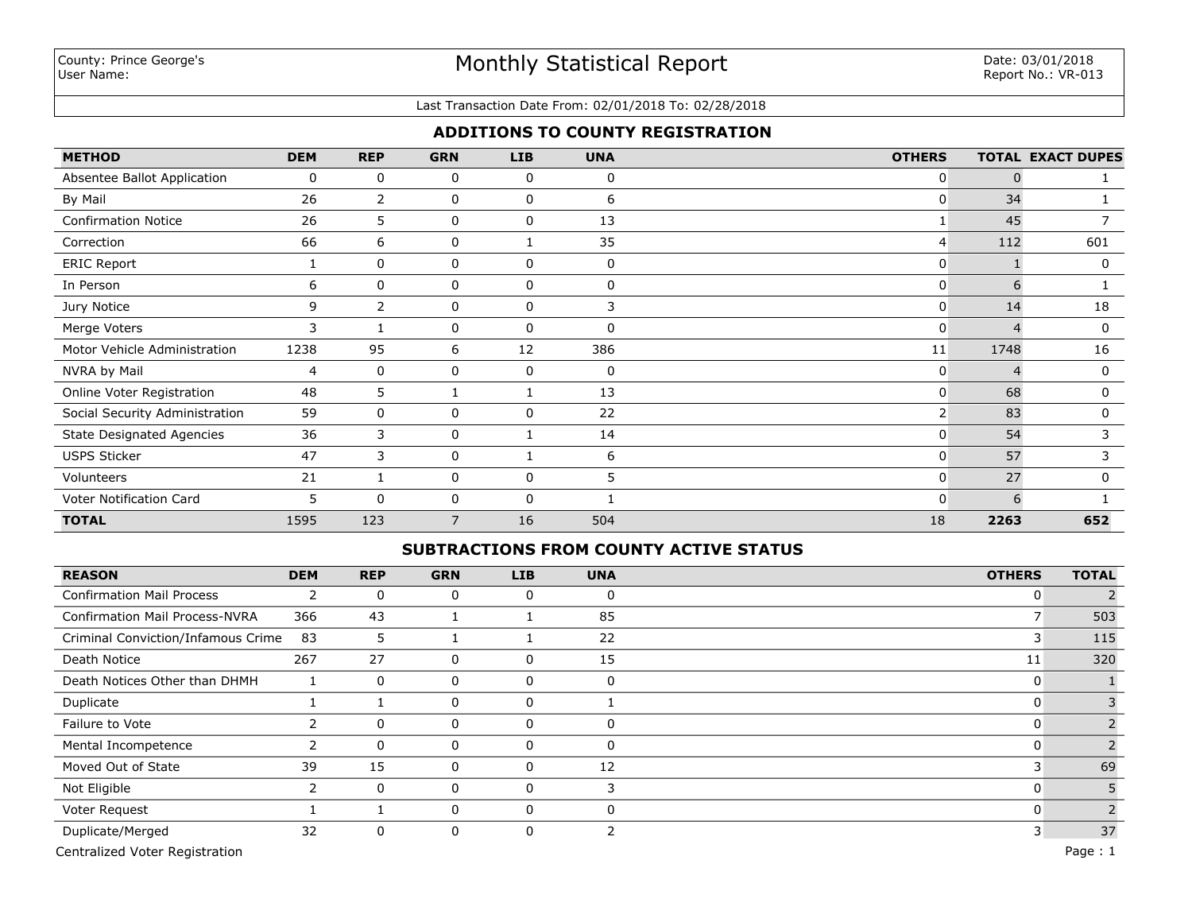County: Prince George's
User Name:

# Monthly Statistical Report

Date: 03/01/2018
Report No.: VR-013

Last Transaction Date From: 02/01/2018 To: 02/28/2018

## ADDITIONS TO COUNTY REGISTRATION

| METHOD | DEM | REP | GRN | LIB | UNA | OTHERS | TOTAL | EXACT DUPES |
|---|---|---|---|---|---|---|---|---|
| Absentee Ballot Application | 0 | 0 | 0 | 0 | 0 | 0 | 0 | 1 |
| By Mail | 26 | 2 | 0 | 0 | 6 | 0 | 34 | 1 |
| Confirmation Notice | 26 | 5 | 0 | 0 | 13 | 1 | 45 | 7 |
| Correction | 66 | 6 | 0 | 1 | 35 | 4 | 112 | 601 |
| ERIC Report | 1 | 0 | 0 | 0 | 0 | 0 | 1 | 0 |
| In Person | 6 | 0 | 0 | 0 | 0 | 0 | 6 | 1 |
| Jury Notice | 9 | 2 | 0 | 0 | 3 | 0 | 14 | 18 |
| Merge Voters | 3 | 1 | 0 | 0 | 0 | 0 | 4 | 0 |
| Motor Vehicle Administration | 1238 | 95 | 6 | 12 | 386 | 11 | 1748 | 16 |
| NVRA by Mail | 4 | 0 | 0 | 0 | 0 | 0 | 4 | 0 |
| Online Voter Registration | 48 | 5 | 1 | 1 | 13 | 0 | 68 | 0 |
| Social Security Administration | 59 | 0 | 0 | 0 | 22 | 2 | 83 | 0 |
| State Designated Agencies | 36 | 3 | 0 | 1 | 14 | 0 | 54 | 3 |
| USPS Sticker | 47 | 3 | 0 | 1 | 6 | 0 | 57 | 3 |
| Volunteers | 21 | 1 | 0 | 0 | 5 | 0 | 27 | 0 |
| Voter Notification Card | 5 | 0 | 0 | 0 | 1 | 0 | 6 | 1 |
| **TOTAL** | 1595 | 123 | 7 | 16 | 504 | 18 | **2263** | **652** |

## SUBTRACTIONS FROM COUNTY ACTIVE STATUS

| REASON | DEM | REP | GRN | LIB | UNA | OTHERS | TOTAL |
|---|---|---|---|---|---|---|---|
| Confirmation Mail Process | 2 | 0 | 0 | 0 | 0 | 0 | 2 |
| Confirmation Mail Process-NVRA | 366 | 43 | 1 | 1 | 85 | 7 | 503 |
| Criminal Conviction/Infamous Crime | 83 | 5 | 1 | 1 | 22 | 3 | 115 |
| Death Notice | 267 | 27 | 0 | 0 | 15 | 11 | 320 |
| Death Notices Other than DHMH | 1 | 0 | 0 | 0 | 0 | 0 | 1 |
| Duplicate | 1 | 1 | 0 | 0 | 1 | 0 | 3 |
| Failure to Vote | 2 | 0 | 0 | 0 | 0 | 0 | 2 |
| Mental Incompetence | 2 | 0 | 0 | 0 | 0 | 0 | 2 |
| Moved Out of State | 39 | 15 | 0 | 0 | 12 | 3 | 69 |
| Not Eligible | 2 | 0 | 0 | 0 | 3 | 0 | 5 |
| Voter Request | 1 | 1 | 0 | 0 | 0 | 0 | 2 |
| Duplicate/Merged | 32 | 0 | 0 | 0 | 2 | 3 | 37 |

Centralized Voter Registration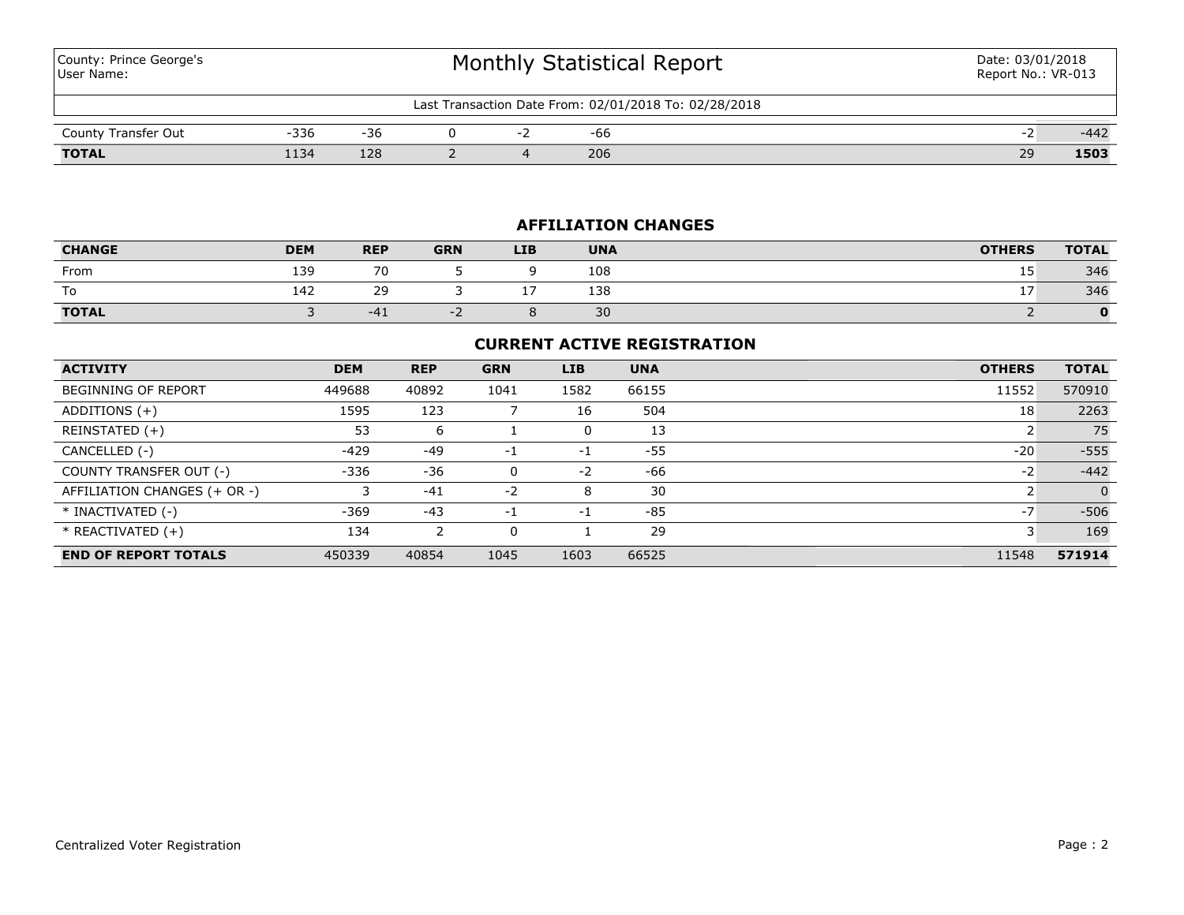| County: Prince George's<br>User Name: | Monthly Statistical Report | Date: 03/01/2018<br>Report No.: VR-013 |
|---|---|---|

Last Transaction Date From: 02/01/2018 To: 02/28/2018

| | DEM | REP | GRN | LIB | UNA | OTHERS | TOTAL |
|---|---|---|---|---|---|---|---|
| County Transfer Out | -336 | -36 | 0 | -2 | -66 | -2 | -442 |
| **TOTAL** | 1134 | 128 | 2 | 4 | 206 | 29 | **1503** |

## AFFILIATION CHANGES

| CHANGE | DEM | REP | GRN | LIB | UNA | OTHERS | TOTAL |
|---|---|---|---|---|---|---|---|
| From | 139 | 70 | 5 | 9 | 108 | 15 | 346 |
| To | 142 | 29 | 3 | 17 | 138 | 17 | 346 |
| **TOTAL** | 3 | -41 | -2 | 8 | 30 | 2 | **0** |

## CURRENT ACTIVE REGISTRATION

| ACTIVITY | DEM | REP | GRN | LIB | UNA | OTHERS | TOTAL |
|---|---|---|---|---|---|---|---|
| BEGINNING OF REPORT | 449688 | 40892 | 1041 | 1582 | 66155 | 11552 | 570910 |
| ADDITIONS (+) | 1595 | 123 | 7 | 16 | 504 | 18 | 2263 |
| REINSTATED (+) | 53 | 6 | 1 | 0 | 13 | 2 | 75 |
| CANCELLED (-) | -429 | -49 | -1 | -1 | -55 | -20 | -555 |
| COUNTY TRANSFER OUT (-) | -336 | -36 | 0 | -2 | -66 | -2 | -442 |
| AFFILIATION CHANGES (+ OR -) | 3 | -41 | -2 | 8 | 30 | 2 | 0 |
| * INACTIVATED (-) | -369 | -43 | -1 | -1 | -85 | -7 | -506 |
| * REACTIVATED (+) | 134 | 2 | 0 | 1 | 29 | 3 | 169 |
| **END OF REPORT TOTALS** | 450339 | 40854 | 1045 | 1603 | 66525 | 11548 | **571914** |

Centralized Voter Registration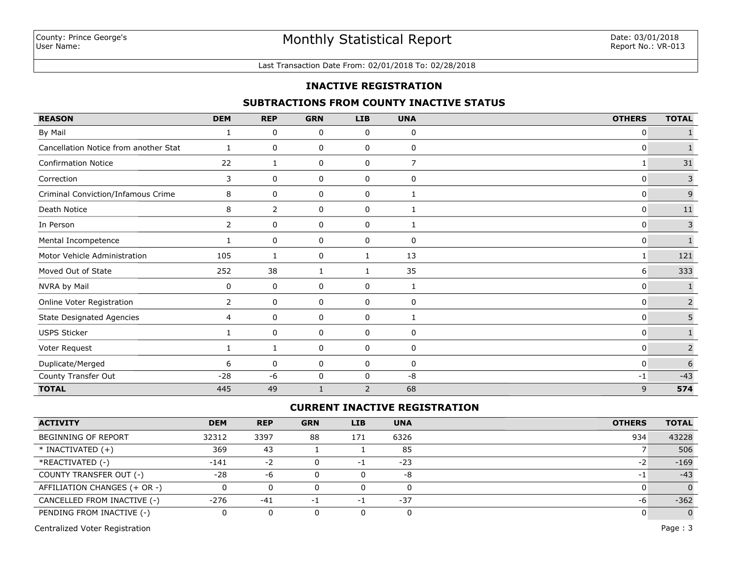County: Prince George's
User Name:

# Monthly Statistical Report

Date: 03/01/2018
Report No.: VR-013

Last Transaction Date From: 02/01/2018 To: 02/28/2018

## INACTIVE REGISTRATION

### SUBTRACTIONS FROM COUNTY INACTIVE STATUS

| REASON | DEM | REP | GRN | LIB | UNA | OTHERS | TOTAL |
|---|---|---|---|---|---|---|---|
| By Mail | 1 | 0 | 0 | 0 | 0 | 0 | 1 |
| Cancellation Notice from another Stat | 1 | 0 | 0 | 0 | 0 | 0 | 1 |
| Confirmation Notice | 22 | 1 | 0 | 0 | 7 | 1 | 31 |
| Correction | 3 | 0 | 0 | 0 | 0 | 0 | 3 |
| Criminal Conviction/Infamous Crime | 8 | 0 | 0 | 0 | 1 | 0 | 9 |
| Death Notice | 8 | 2 | 0 | 0 | 1 | 0 | 11 |
| In Person | 2 | 0 | 0 | 0 | 1 | 0 | 3 |
| Mental Incompetence | 1 | 0 | 0 | 0 | 0 | 0 | 1 |
| Motor Vehicle Administration | 105 | 1 | 0 | 1 | 13 | 1 | 121 |
| Moved Out of State | 252 | 38 | 1 | 1 | 35 | 6 | 333 |
| NVRA by Mail | 0 | 0 | 0 | 0 | 1 | 0 | 1 |
| Online Voter Registration | 2 | 0 | 0 | 0 | 0 | 0 | 2 |
| State Designated Agencies | 4 | 0 | 0 | 0 | 1 | 0 | 5 |
| USPS Sticker | 1 | 0 | 0 | 0 | 0 | 0 | 1 |
| Voter Request | 1 | 1 | 0 | 0 | 0 | 0 | 2 |
| Duplicate/Merged | 6 | 0 | 0 | 0 | 0 | 0 | 6 |
| County Transfer Out | -28 | -6 | 0 | 0 | -8 | -1 | -43 |
| **TOTAL** | 445 | 49 | 1 | 2 | 68 | 9 | **574** |

### CURRENT INACTIVE REGISTRATION

| ACTIVITY | DEM | REP | GRN | LIB | UNA | OTHERS | TOTAL |
|---|---|---|---|---|---|---|---|
| BEGINNING OF REPORT | 32312 | 3397 | 88 | 171 | 6326 | 934 | 43228 |
| * INACTIVATED (+) | 369 | 43 | 1 | 1 | 85 | 7 | 506 |
| *REACTIVATED (-) | -141 | -2 | 0 | -1 | -23 | -2 | -169 |
| COUNTY TRANSFER OUT (-) | -28 | -6 | 0 | 0 | -8 | -1 | -43 |
| AFFILIATION CHANGES (+ OR -) | 0 | 0 | 0 | 0 | 0 | 0 | 0 |
| CANCELLED FROM INACTIVE (-) | -276 | -41 | -1 | -1 | -37 | -6 | -362 |
| PENDING FROM INACTIVE (-) | 0 | 0 | 0 | 0 | 0 | 0 | 0 |

Centralized Voter Registration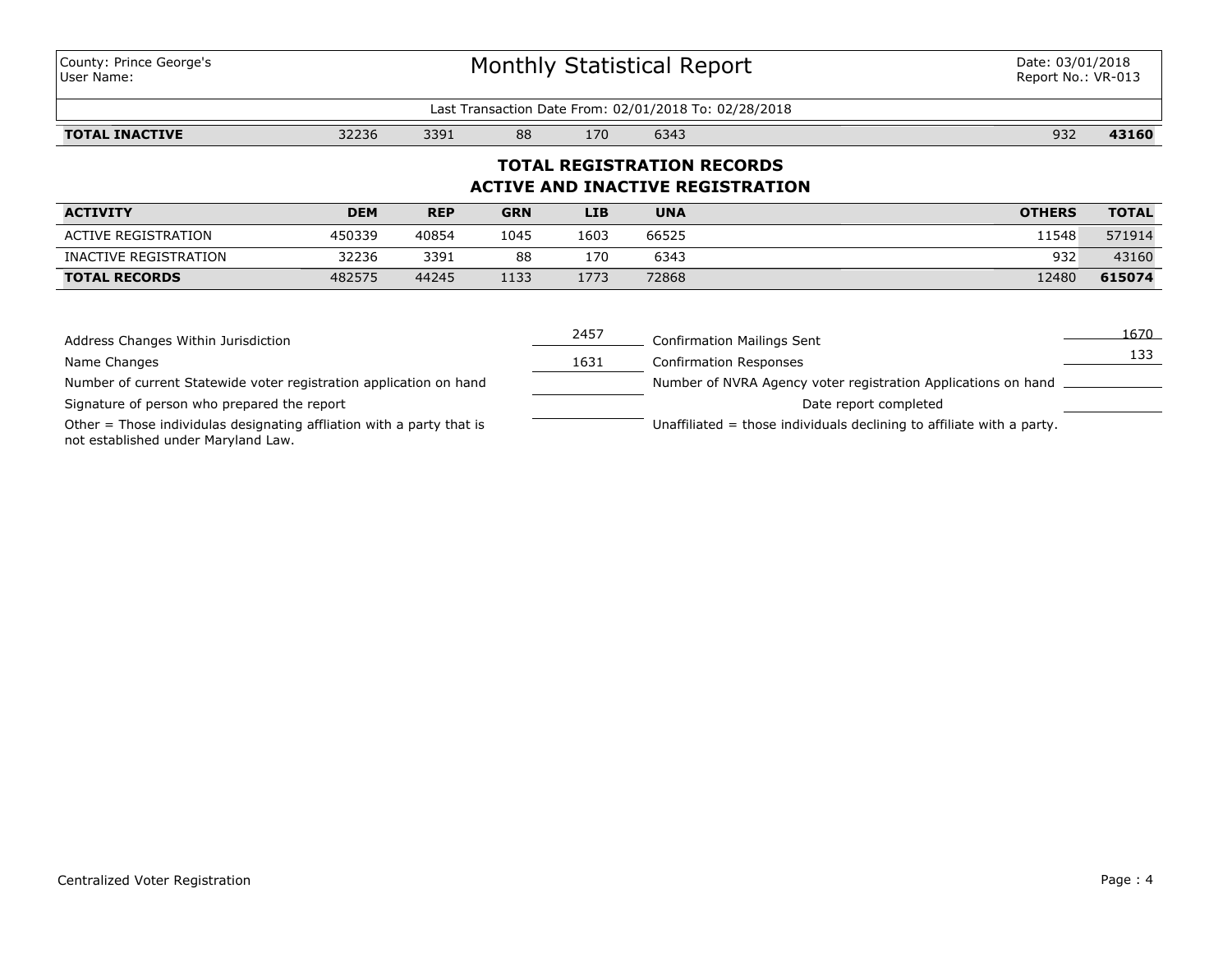County: Prince George's
User Name:

# Monthly Statistical Report

Date: 03/01/2018
Report No.: VR-013

Last Transaction Date From: 02/01/2018 To: 02/28/2018

| | DEM | REP | GRN | LIB | UNA | OTHERS | TOTAL |
|---|---|---|---|---|---|---|---|
| **TOTAL INACTIVE** | 32236 | 3391 | 88 | 170 | 6343 | 932 | **43160** |

## TOTAL REGISTRATION RECORDS
## ACTIVE AND INACTIVE REGISTRATION

| ACTIVITY | DEM | REP | GRN | LIB | UNA | OTHERS | TOTAL |
|---|---|---|---|---|---|---|---|
| ACTIVE REGISTRATION | 450339 | 40854 | 1045 | 1603 | 66525 | 11548 | 571914 |
| INACTIVE REGISTRATION | 32236 | 3391 | 88 | 170 | 6343 | 932 | 43160 |
| **TOTAL RECORDS** | 482575 | 44245 | 1133 | 1773 | 72868 | 12480 | **615074** |

| | | | |
|---|---|---|---|
| Address Changes Within Jurisdiction | 2457 | Confirmation Mailings Sent | 1670 |
| Name Changes | 1631 | Confirmation Responses | 133 |
| Number of current Statewide voter registration application on hand | | Number of NVRA Agency voter registration Applications on hand | |
| Signature of person who prepared the report | | Date report completed | |

Other = Those individulas designating affliation with a party that is not established under Maryland Law.

Unaffiliated = those individuals declining to affiliate with a party.

Centralized Voter Registration